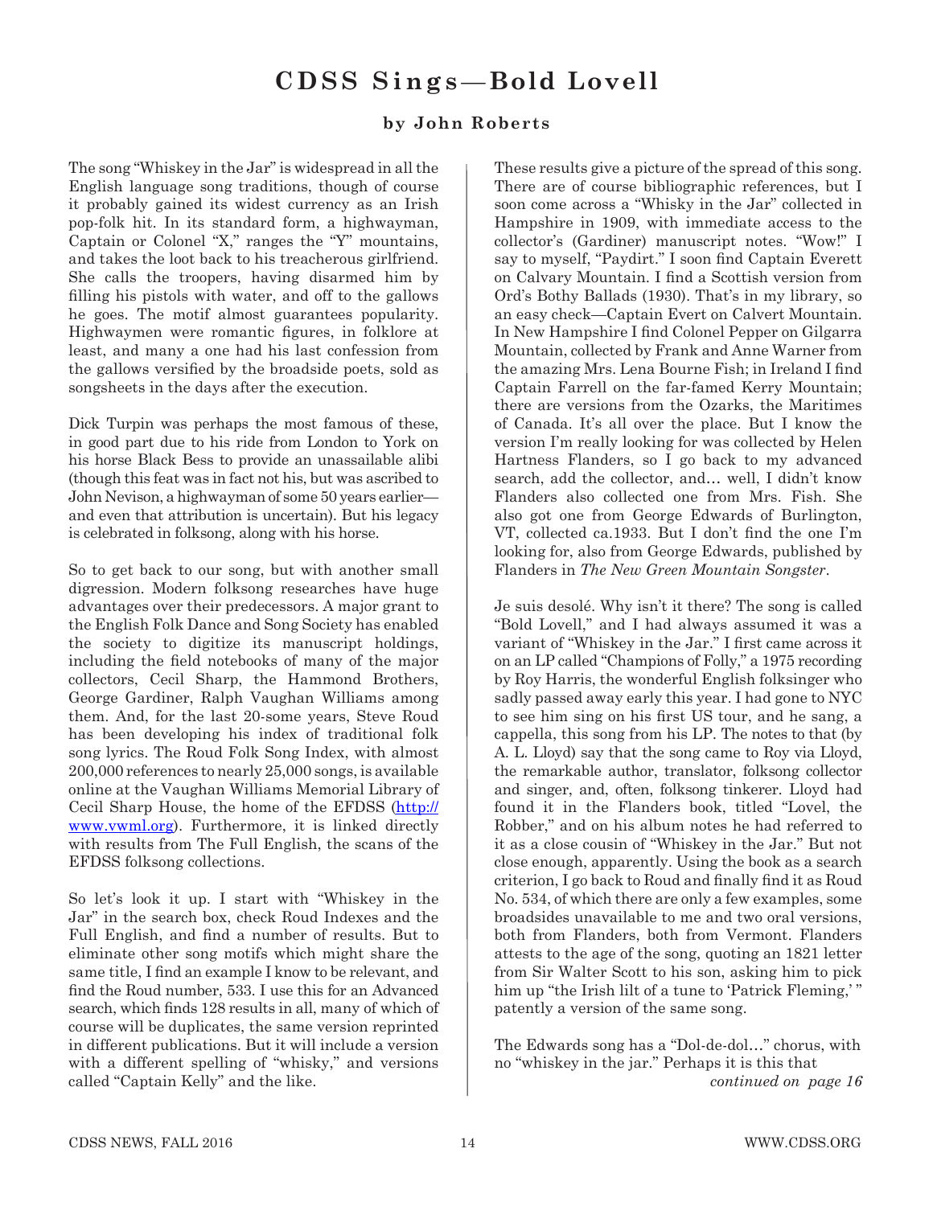# CDSS Sings—Bold Lovell

### by John Roberts

The song "Whiskey in the Jar" is widespread in all the English language song traditions, though of course it probably gained its widest currency as an Irish pop-folk hit. In its standard form, a highwayman, Captain or Colonel "X," ranges the "Y" mountains, and takes the loot back to his treacherous girlfriend. She calls the troopers, having disarmed him by filling his pistols with water, and off to the gallows he goes. The motif almost guarantees popularity. Highwaymen were romantic figures, in folklore at least, and many a one had his last confession from the gallows versified by the broadside poets, sold as songsheets in the days after the execution.

Dick Turpin was perhaps the most famous of these, in good part due to his ride from London to York on his horse Black Bess to provide an unassailable alibi (though this feat was in fact not his, but was ascribed to John Nevison, a highwayman of some 50 years earlier—and even that attribution is uncertain). But his legacy is celebrated in folksong, along with his horse.

So to get back to our song, but with another small digression. Modern folksong researches have huge advantages over their predecessors. A major grant to the English Folk Dance and Song Society has enabled the society to digitize its manuscript holdings, including the field notebooks of many of the major collectors, Cecil Sharp, the Hammond Brothers, George Gardiner, Ralph Vaughan Williams among them. And, for the last 20-some years, Steve Roud has been developing his index of traditional folk song lyrics. The Roud Folk Song Index, with almost 200,000 references to nearly 25,000 songs, is available online at the Vaughan Williams Memorial Library of Cecil Sharp House, the home of the EFDSS (http://www.vwml.org). Furthermore, it is linked directly with results from The Full English, the scans of the EFDSS folksong collections.

So let's look it up. I start with "Whiskey in the Jar" in the search box, check Roud Indexes and the Full English, and find a number of results. But to eliminate other song motifs which might share the same title, I find an example I know to be relevant, and find the Roud number, 533. I use this for an Advanced search, which finds 128 results in all, many of which of course will be duplicates, the same version reprinted in different publications. But it will include a version with a different spelling of "whisky," and versions called "Captain Kelly" and the like.

These results give a picture of the spread of this song. There are of course bibliographic references, but I soon come across a "Whisky in the Jar" collected in Hampshire in 1909, with immediate access to the collector's (Gardiner) manuscript notes. "Wow!" I say to myself, "Paydirt." I soon find Captain Everett on Calvary Mountain. I find a Scottish version from Ord's Bothy Ballads (1930). That's in my library, so an easy check—Captain Evert on Calvert Mountain. In New Hampshire I find Colonel Pepper on Gilgarra Mountain, collected by Frank and Anne Warner from the amazing Mrs. Lena Bourne Fish; in Ireland I find Captain Farrell on the far-famed Kerry Mountain; there are versions from the Ozarks, the Maritimes of Canada. It's all over the place. But I know the version I'm really looking for was collected by Helen Hartness Flanders, so I go back to my advanced search, add the collector, and… well, I didn't know Flanders also collected one from Mrs. Fish. She also got one from George Edwards of Burlington, VT, collected ca.1933. But I don't find the one I'm looking for, also from George Edwards, published by Flanders in *The New Green Mountain Songster*.

Je suis desolé. Why isn't it there? The song is called "Bold Lovell," and I had always assumed it was a variant of "Whiskey in the Jar." I first came across it on an LP called "Champions of Folly," a 1975 recording by Roy Harris, the wonderful English folksinger who sadly passed away early this year. I had gone to NYC to see him sing on his first US tour, and he sang, a cappella, this song from his LP. The notes to that (by A. L. Lloyd) say that the song came to Roy via Lloyd, the remarkable author, translator, folksong collector and singer, and, often, folksong tinkerer. Lloyd had found it in the Flanders book, titled "Lovel, the Robber," and on his album notes he had referred to it as a close cousin of "Whiskey in the Jar." But not close enough, apparently. Using the book as a search criterion, I go back to Roud and finally find it as Roud No. 534, of which there are only a few examples, some broadsides unavailable to me and two oral versions, both from Flanders, both from Vermont. Flanders attests to the age of the song, quoting an 1821 letter from Sir Walter Scott to his son, asking him to pick him up "the Irish lilt of a tune to 'Patrick Fleming,' " patently a version of the same song.

The Edwards song has a "Dol-de-dol…" chorus, with no "whiskey in the jar." Perhaps it is this that

*continued on page 16*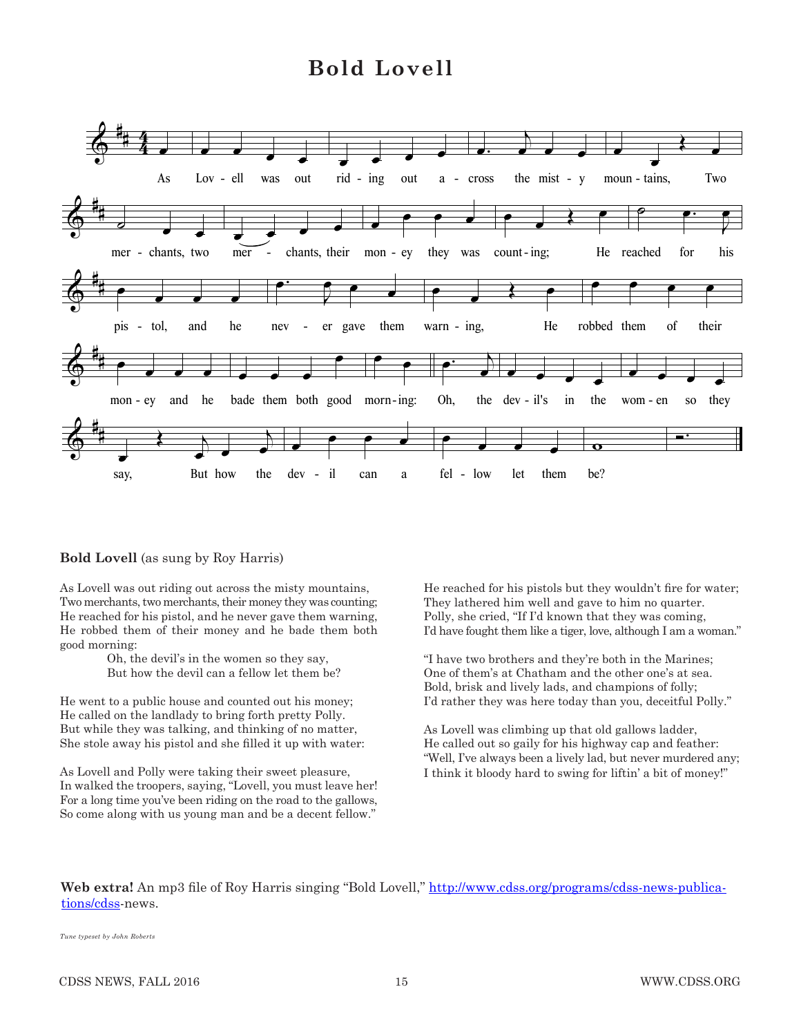# Bold Lovell

**Bold Lovell** (as sung by Roy Harris)

As Lovell was out riding out across the misty mountains,
Two merchants, two merchants, their money they was counting;
He reached for his pistol, and he never gave them warning,
He robbed them of their money and he bade them both good morning:

> Oh, the devil's in the women so they say,
> But how the devil can a fellow let them be?

He went to a public house and counted out his money;
He called on the landlady to bring forth pretty Polly.
But while they was talking, and thinking of no matter,
She stole away his pistol and she filled it up with water:

As Lovell and Polly were taking their sweet pleasure,
In walked the troopers, saying, "Lovell, you must leave her!
For a long time you've been riding on the road to the gallows,
So come along with us young man and be a decent fellow."

He reached for his pistols but they wouldn't fire for water;
They lathered him well and gave to him no quarter.
Polly, she cried, "If I'd known that they was coming,
I'd have fought them like a tiger, love, although I am a woman."

"I have two brothers and they're both in the Marines;
One of them's at Chatham and the other one's at sea.
Bold, brisk and lively lads, and champions of folly;
I'd rather they was here today than you, deceitful Polly."

As Lovell was climbing up that old gallows ladder,
He called out so gaily for his highway cap and feather:
"Well, I've always been a lively lad, but never murdered any;
I think it bloody hard to swing for liftin' a bit of money!"

**Web extra!** An mp3 file of Roy Harris singing "Bold Lovell," http://www.cdss.org/programs/cdss-news-publications/cdss-news.

*Tune typeset by John Roberts*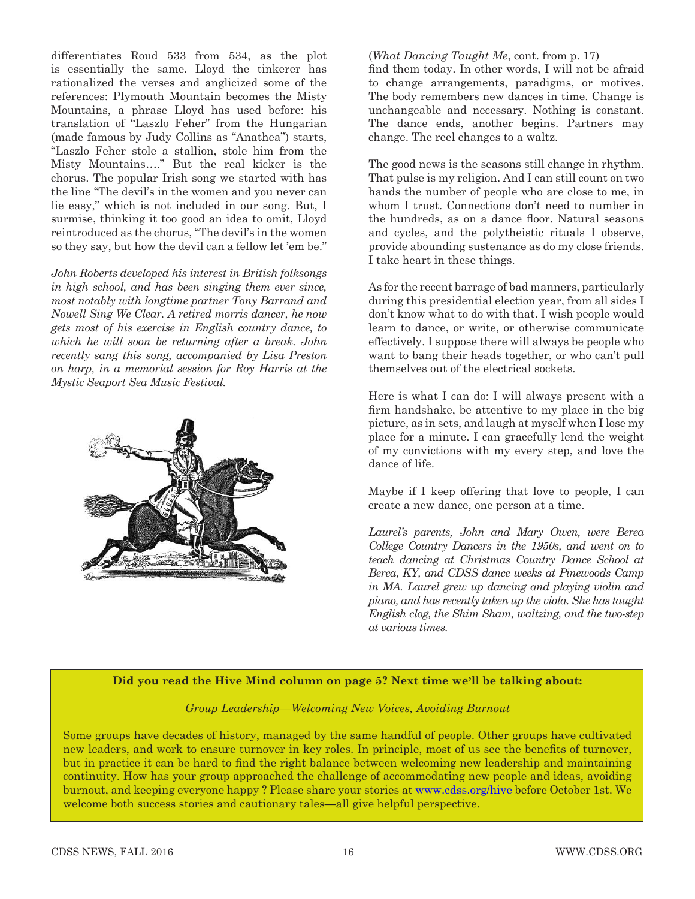differentiates Roud 533 from 534, as the plot is essentially the same. Lloyd the tinkerer has rationalized the verses and anglicized some of the references: Plymouth Mountain becomes the Misty Mountains, a phrase Lloyd has used before: his translation of "Laszlo Feher" from the Hungarian (made famous by Judy Collins as "Anathea") starts, "Laszlo Feher stole a stallion, stole him from the Misty Mountains…." But the real kicker is the chorus. The popular Irish song we started with has the line "The devil's in the women and you never can lie easy," which is not included in our song. But, I surmise, thinking it too good an idea to omit, Lloyd reintroduced as the chorus, "The devil's in the women so they say, but how the devil can a fellow let 'em be."

*John Roberts developed his interest in British folksongs in high school, and has been singing them ever since, most notably with longtime partner Tony Barrand and Nowell Sing We Clear. A retired morris dancer, he now gets most of his exercise in English country dance, to which he will soon be returning after a break. John recently sang this song, accompanied by Lisa Preston on harp, in a memorial session for Roy Harris at the Mystic Seaport Sea Music Festival.*

(*What Dancing Taught Me*, cont. from p. 17)
find them today. In other words, I will not be afraid to change arrangements, paradigms, or motives. The body remembers new dances in time. Change is unchangeable and necessary. Nothing is constant. The dance ends, another begins. Partners may change. The reel changes to a waltz.

The good news is the seasons still change in rhythm. That pulse is my religion. And I can still count on two hands the number of people who are close to me, in whom I trust. Connections don't need to number in the hundreds, as on a dance floor. Natural seasons and cycles, and the polytheistic rituals I observe, provide abounding sustenance as do my close friends. I take heart in these things.

As for the recent barrage of bad manners, particularly during this presidential election year, from all sides I don't know what to do with that. I wish people would learn to dance, or write, or otherwise communicate effectively. I suppose there will always be people who want to bang their heads together, or who can't pull themselves out of the electrical sockets.

Here is what I can do: I will always present with a firm handshake, be attentive to my place in the big picture, as in sets, and laugh at myself when I lose my place for a minute. I can gracefully lend the weight of my convictions with my every step, and love the dance of life.

Maybe if I keep offering that love to people, I can create a new dance, one person at a time.

*Laurel's parents, John and Mary Owen, were Berea College Country Dancers in the 1950s, and went on to teach dancing at Christmas Country Dance School at Berea, KY, and CDSS dance weeks at Pinewoods Camp in MA. Laurel grew up dancing and playing violin and piano, and has recently taken up the viola. She has taught English clog, the Shim Sham, waltzing, and the two-step at various times.*

**Did you read the Hive Mind column on page 5? Next time we'll be talking about:**

*Group Leadership—Welcoming New Voices, Avoiding Burnout*

Some groups have decades of history, managed by the same handful of people. Other groups have cultivated new leaders, and work to ensure turnover in key roles. In principle, most of us see the benefits of turnover, but in practice it can be hard to find the right balance between welcoming new leadership and maintaining continuity. How has your group approached the challenge of accommodating new people and ideas, avoiding burnout, and keeping everyone happy ? Please share your stories at www.cdss.org/hive before October 1st. We welcome both success stories and cautionary tales—all give helpful perspective.